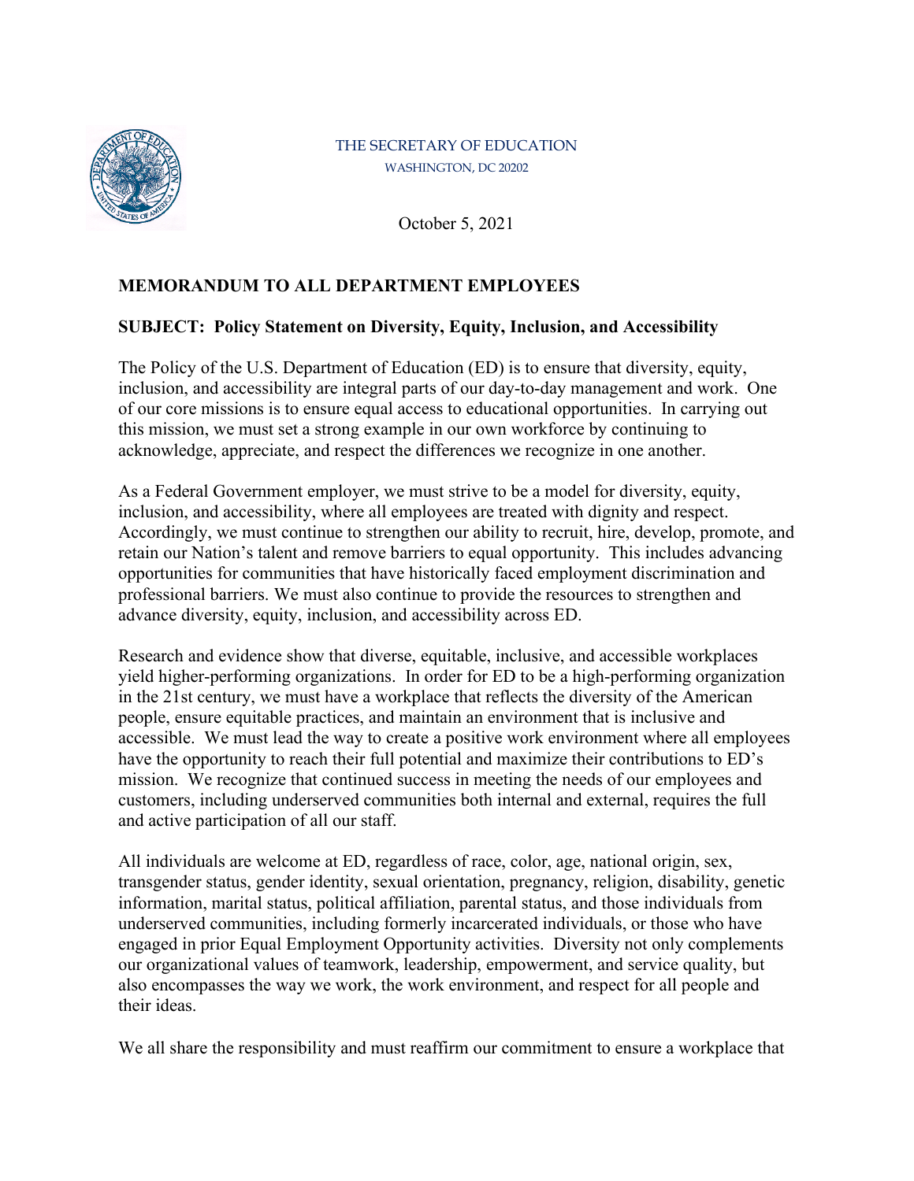THE SECRETARY OF EDUCATION
WASHINGTON, DC 20202

October 5, 2021

**MEMORANDUM TO ALL DEPARTMENT EMPLOYEES**

**SUBJECT: Policy Statement on Diversity, Equity, Inclusion, and Accessibility**

The Policy of the U.S. Department of Education (ED) is to ensure that diversity, equity, inclusion, and accessibility are integral parts of our day-to-day management and work. One of our core missions is to ensure equal access to educational opportunities. In carrying out this mission, we must set a strong example in our own workforce by continuing to acknowledge, appreciate, and respect the differences we recognize in one another.

As a Federal Government employer, we must strive to be a model for diversity, equity, inclusion, and accessibility, where all employees are treated with dignity and respect. Accordingly, we must continue to strengthen our ability to recruit, hire, develop, promote, and retain our Nation's talent and remove barriers to equal opportunity. This includes advancing opportunities for communities that have historically faced employment discrimination and professional barriers. We must also continue to provide the resources to strengthen and advance diversity, equity, inclusion, and accessibility across ED.

Research and evidence show that diverse, equitable, inclusive, and accessible workplaces yield higher-performing organizations. In order for ED to be a high-performing organization in the 21st century, we must have a workplace that reflects the diversity of the American people, ensure equitable practices, and maintain an environment that is inclusive and accessible. We must lead the way to create a positive work environment where all employees have the opportunity to reach their full potential and maximize their contributions to ED's mission. We recognize that continued success in meeting the needs of our employees and customers, including underserved communities both internal and external, requires the full and active participation of all our staff.

All individuals are welcome at ED, regardless of race, color, age, national origin, sex, transgender status, gender identity, sexual orientation, pregnancy, religion, disability, genetic information, marital status, political affiliation, parental status, and those individuals from underserved communities, including formerly incarcerated individuals, or those who have engaged in prior Equal Employment Opportunity activities. Diversity not only complements our organizational values of teamwork, leadership, empowerment, and service quality, but also encompasses the way we work, the work environment, and respect for all people and their ideas.

We all share the responsibility and must reaffirm our commitment to ensure a workplace that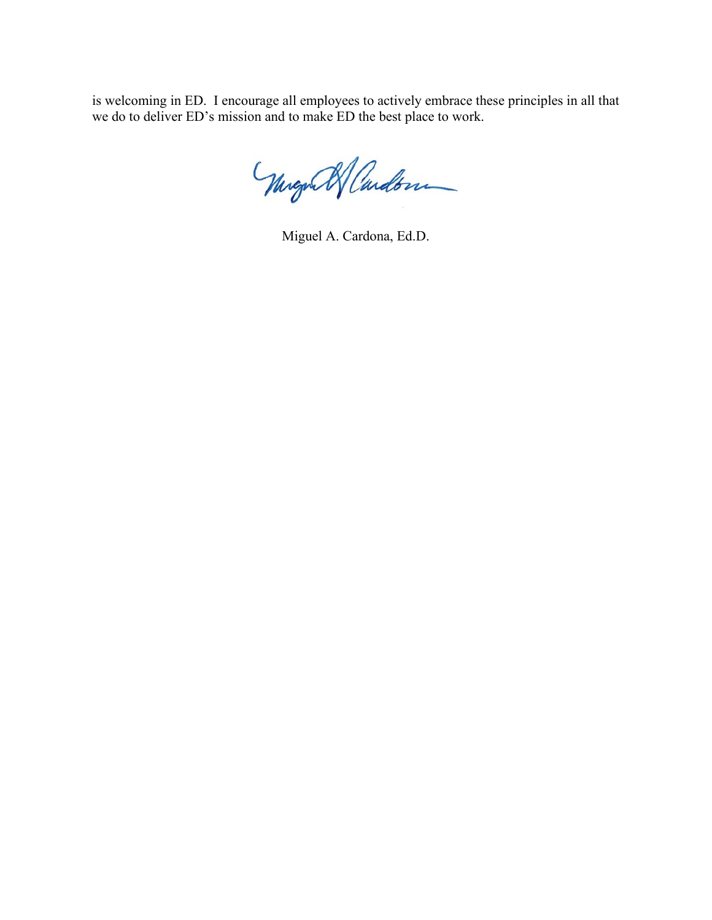is welcoming in ED. I encourage all employees to actively embrace these principles in all that we do to deliver ED's mission and to make ED the best place to work.

Miguel A. Cardona, Ed.D.